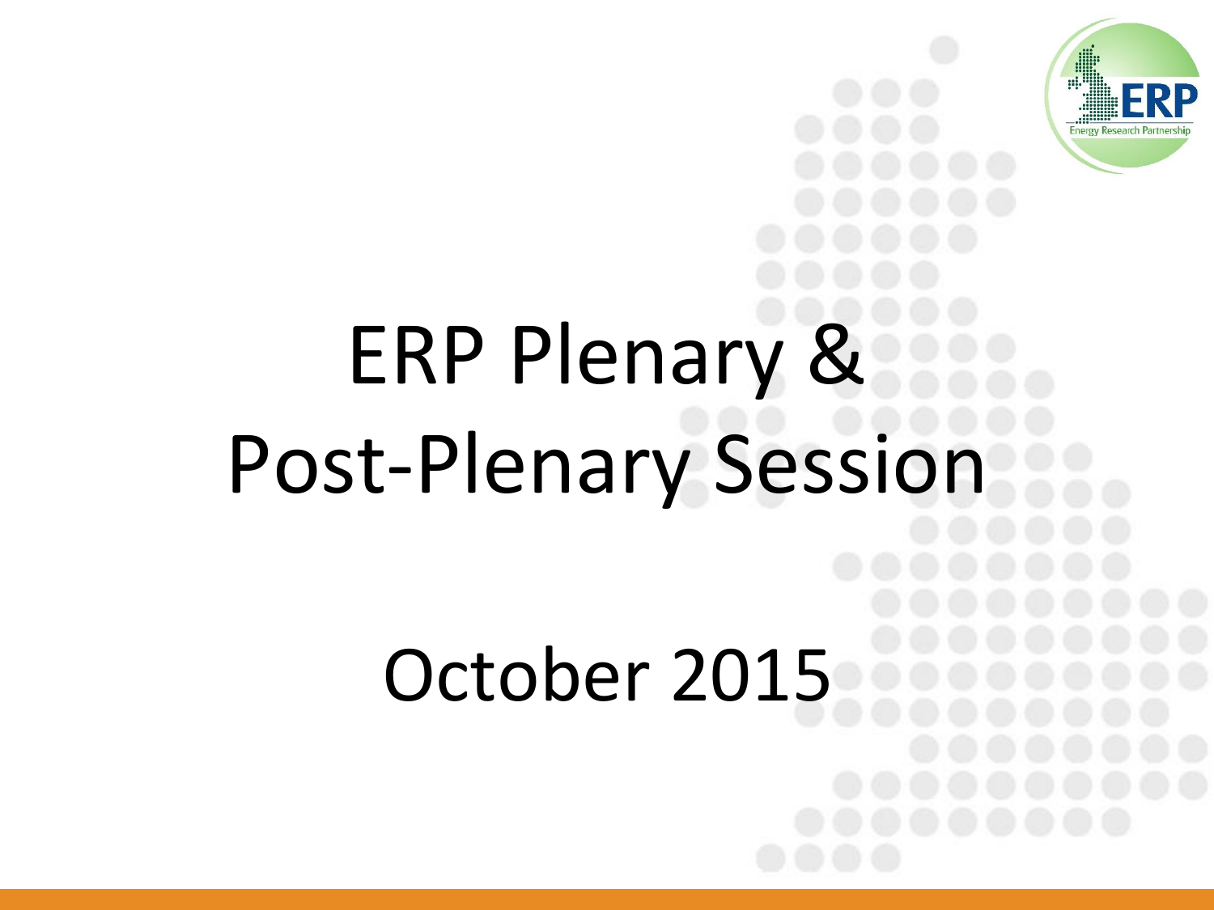# ERP Plenary & Post-Plenary Session

## October 2015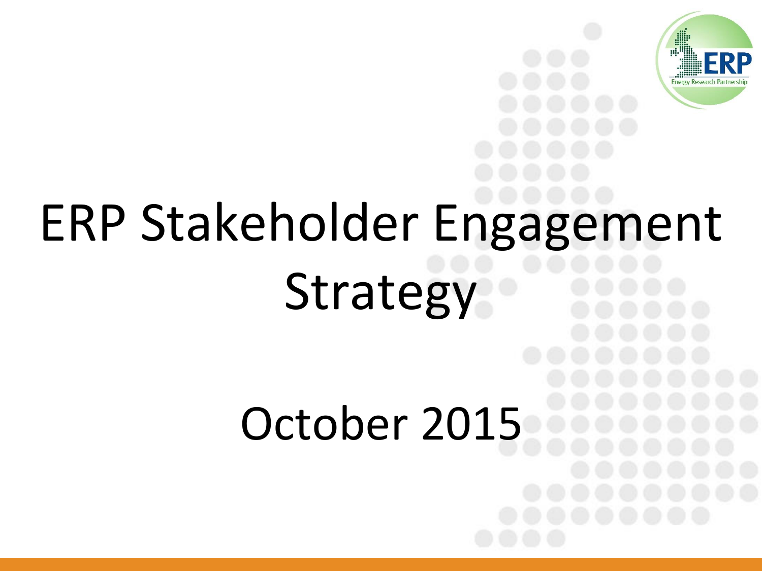# ERP Stakeholder Engagement Strategy

October 2015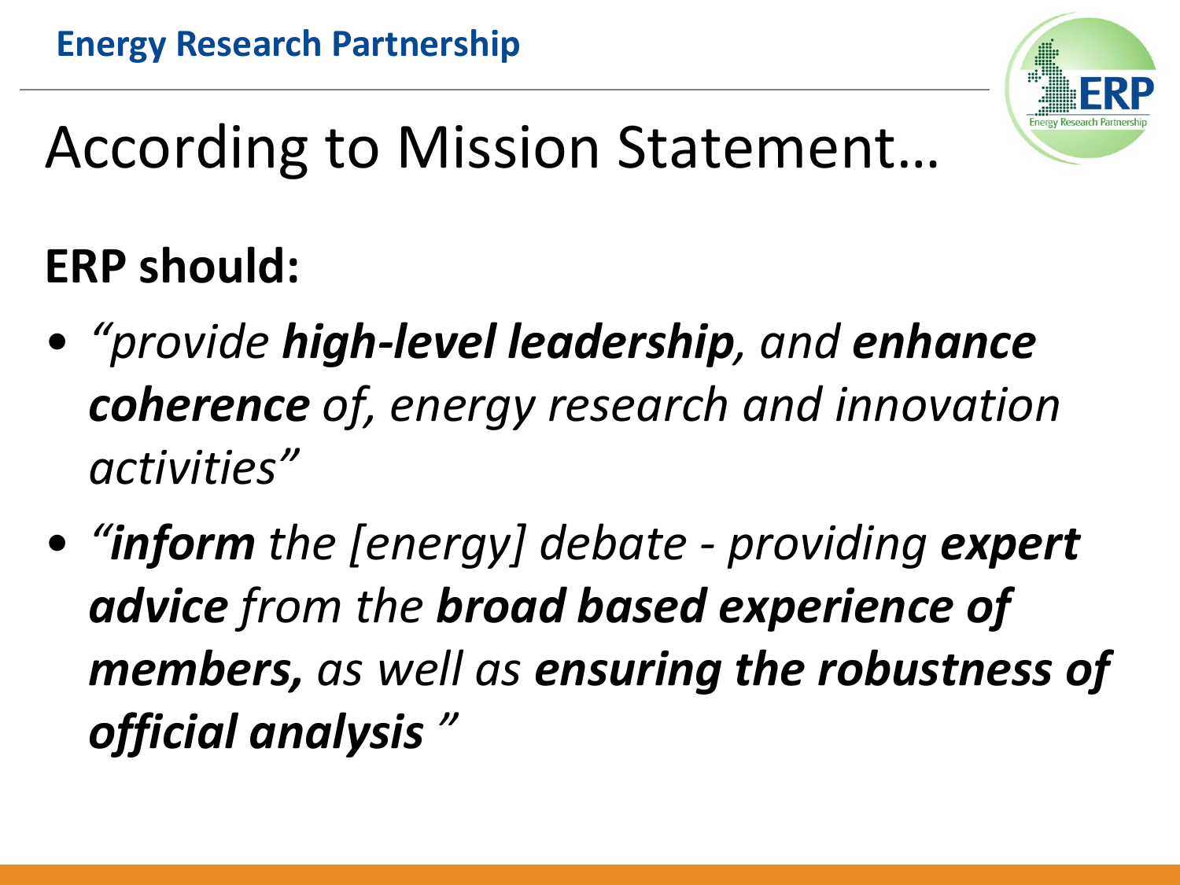# According to Mission Statement…

**ERP should:**

- *"provide **high-level leadership**, and **enhance coherence** of, energy research and innovation activities"*
- *"**inform** the [energy] debate - providing **expert advice** from the **broad based experience of members,** as well as **ensuring the robustness of official analysis** "*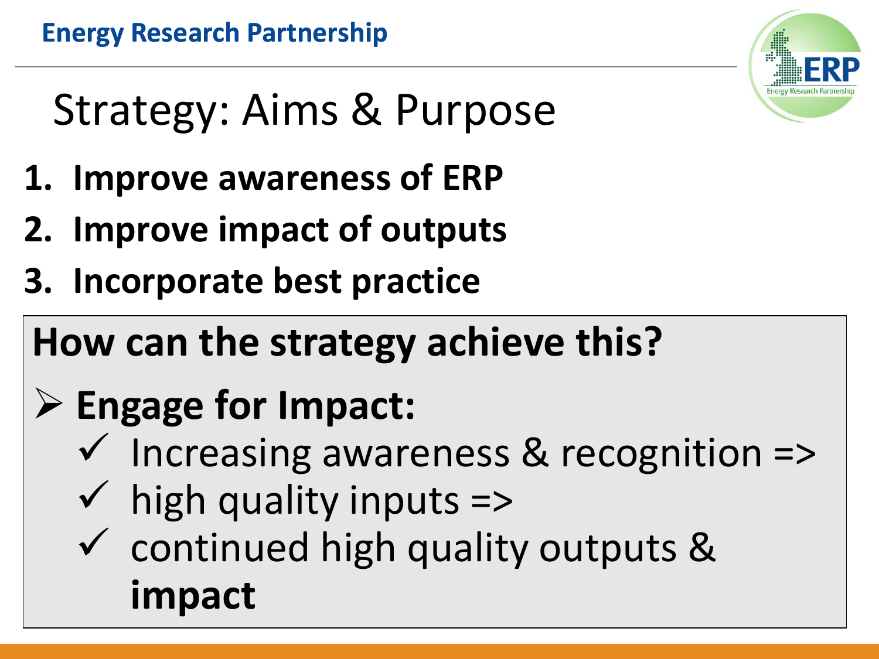# Strategy: Aims & Purpose

1. **Improve awareness of ERP**
2. **Improve impact of outputs**
3. **Incorporate best practice**

**How can the strategy achieve this?**

- **Engage for Impact:**
  - ✓ Increasing awareness & recognition =>
  - ✓ high quality inputs =>
  - ✓ continued high quality outputs & **impact**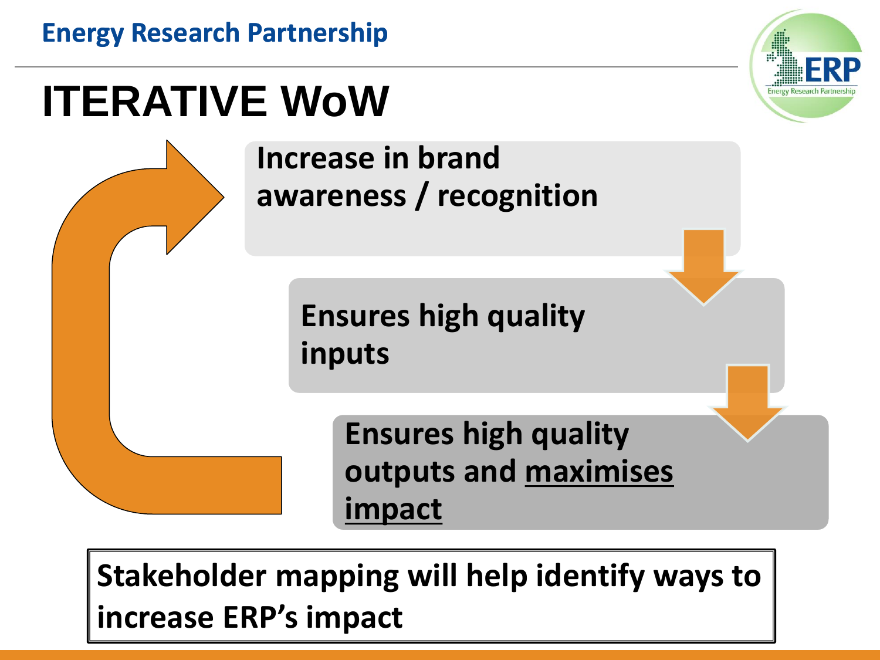# ITERATIVE WoW

**Increase in brand awareness / recognition**

**Ensures high quality inputs**

**Ensures high quality outputs and <u>maximises impact</u>**

**Stakeholder mapping will help identify ways to increase ERP's impact**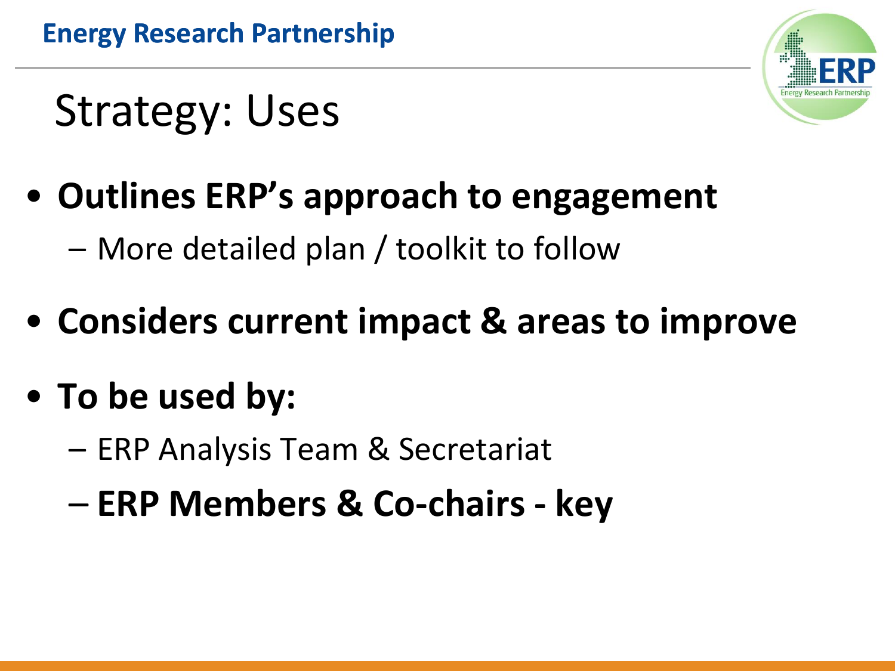# Strategy: Uses

- **Outlines ERP's approach to engagement**
  - More detailed plan / toolkit to follow
- **Considers current impact & areas to improve**
- **To be used by:**
  - ERP Analysis Team & Secretariat
  - **ERP Members & Co-chairs - key**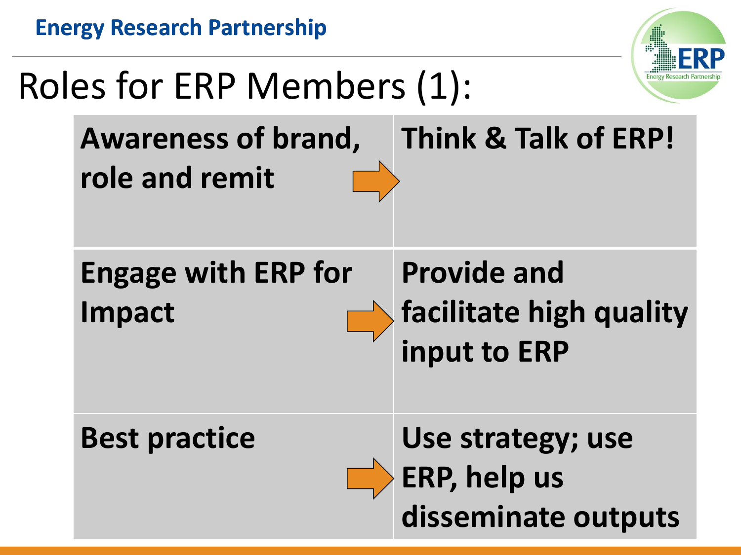# Roles for ERP Members (1):

| | |
|---|---|
| **Awareness of brand, role and remit** | **Think & Talk of ERP!** |
| **Engage with ERP for Impact** | **Provide and facilitate high quality input to ERP** |
| **Best practice** | **Use strategy; use ERP, help us disseminate outputs** |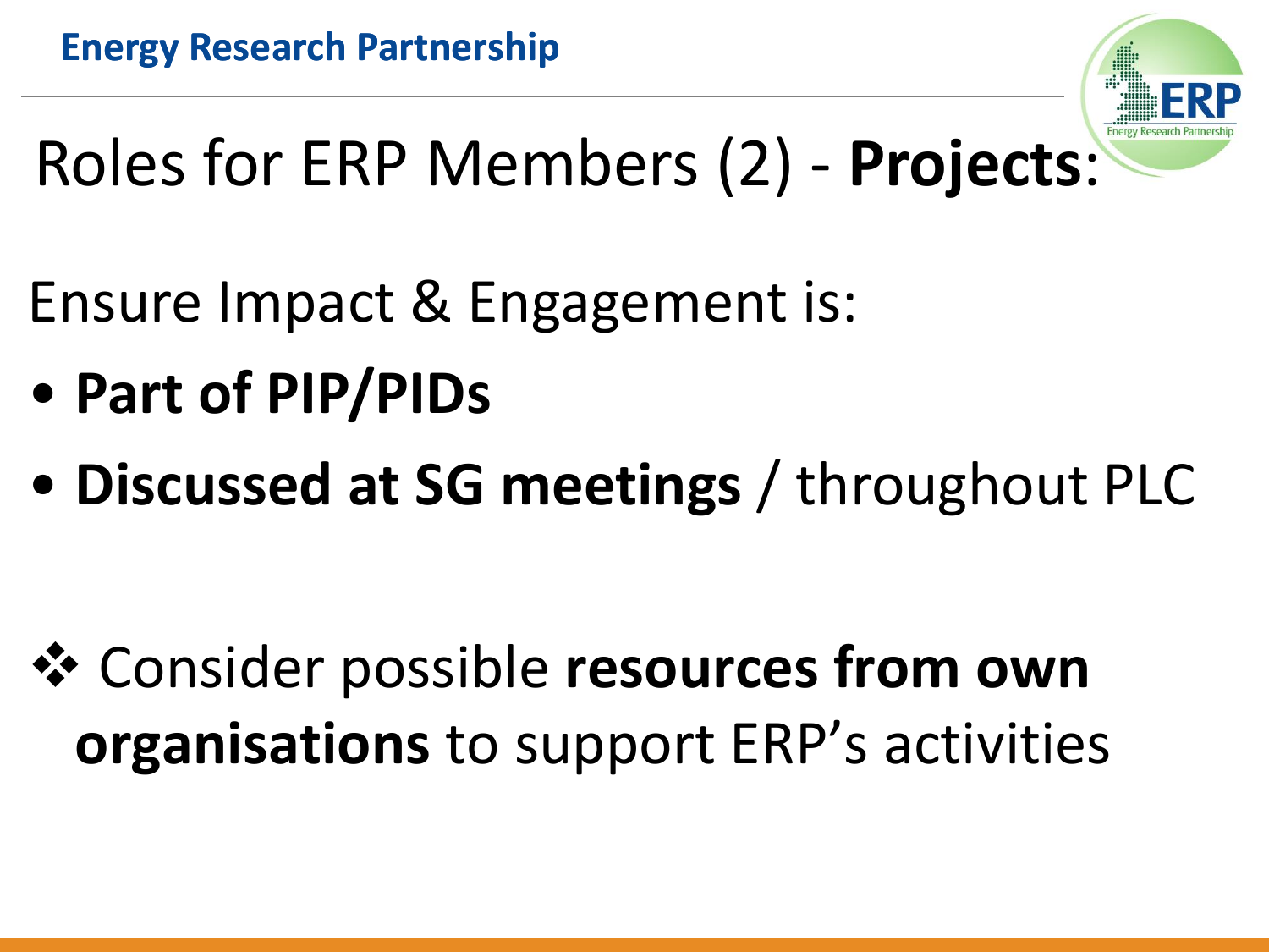# Roles for ERP Members (2) - **Projects**:

Ensure Impact & Engagement is:

- **Part of PIP/PIDs**
- **Discussed at SG meetings** / throughout PLC

❖ Consider possible **resources from own organisations** to support ERP's activities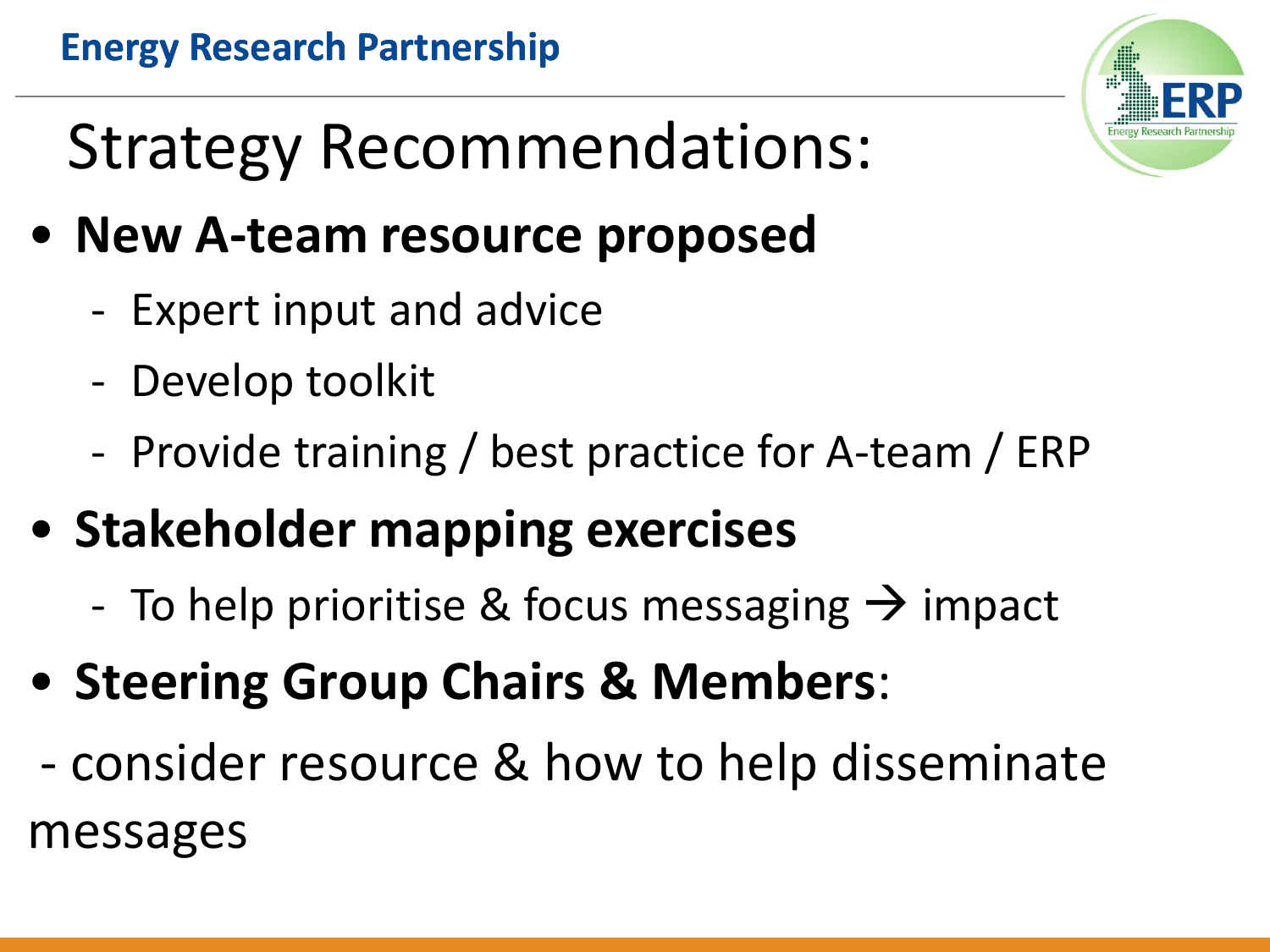# Strategy Recommendations:

- **New A-team resource proposed**
  - Expert input and advice
  - Develop toolkit
  - Provide training / best practice for A-team / ERP
- **Stakeholder mapping exercises**
  - To help prioritise & focus messaging → impact
- **Steering Group Chairs & Members**:

- consider resource & how to help disseminate messages